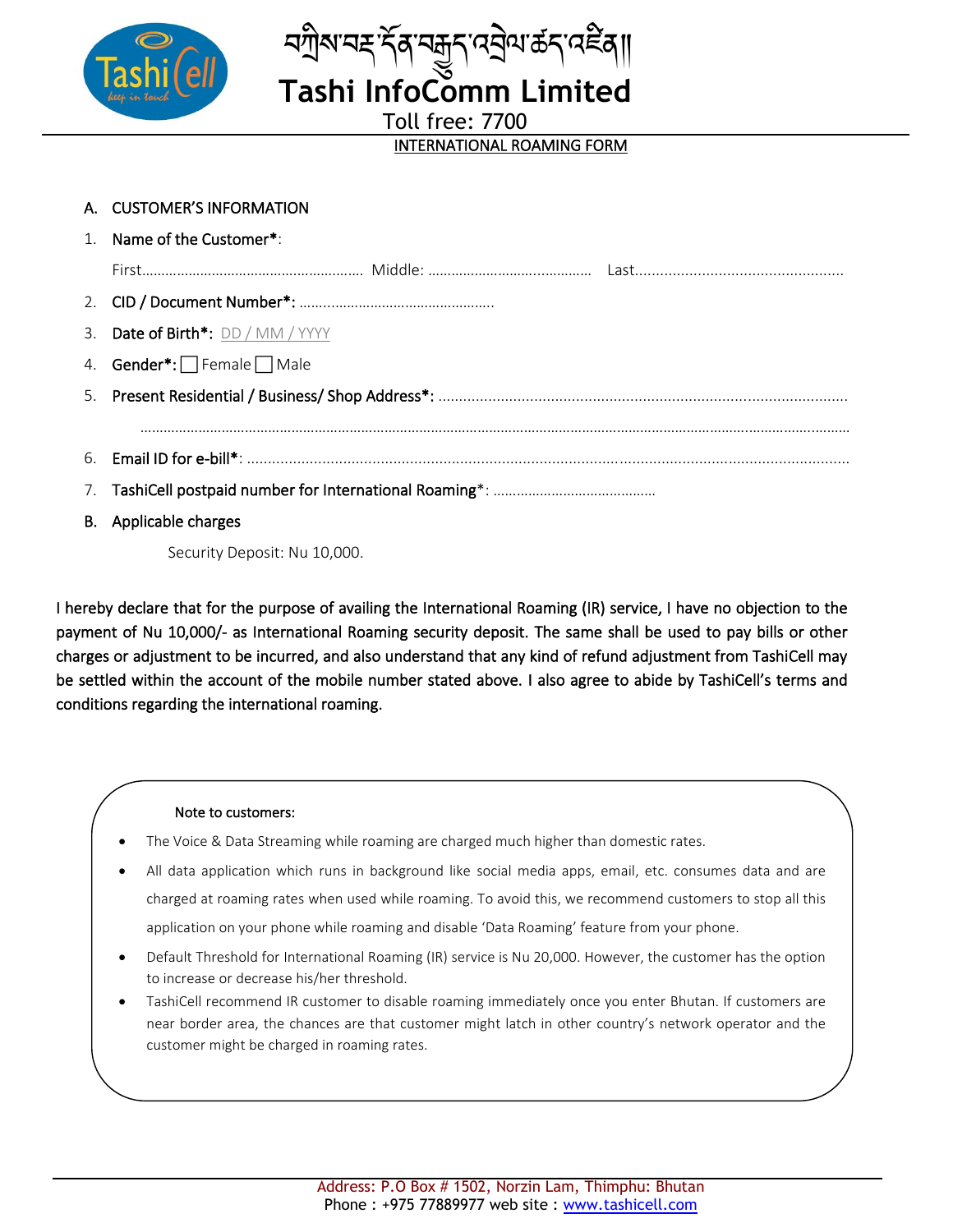བཀྲིས་བརྡ་དོན་བརྒྱུད་འབྲེལ་ཚད་འཛིན།།

# Tashi InfoComm Limited

Toll free: 7700

## INTERNATIONAL ROAMING FORM

**A. CUSTOMER'S INFORMATION**

1. Name of the Customer*:

   First……………………………………………… Middle: …………………………………… Last……………………………………………

2. CID / Document Number*: ……………………………………………
3. Date of Birth*: DD / MM / YYYY
4. Gender*: ☐ Female ☐ Male
5. Present Residential / Business/ Shop Address*: ………………………………………………………………………………………

   ……………………………………………………………………………………………………………………………………………

6. Email ID for e-bill*: ……………………………………………………………………………………………………………………
7. TashiCell postpaid number for International Roaming*: ……………………………………

**B. Applicable charges**

Security Deposit: Nu 10,000.

I hereby declare that for the purpose of availing the International Roaming (IR) service, I have no objection to the payment of Nu 10,000/- as International Roaming security deposit. The same shall be used to pay bills or other charges or adjustment to be incurred, and also understand that any kind of refund adjustment from TashiCell may be settled within the account of the mobile number stated above. I also agree to abide by TashiCell's terms and conditions regarding the international roaming.

Note to customers:

- The Voice & Data Streaming while roaming are charged much higher than domestic rates.
- All data application which runs in background like social media apps, email, etc. consumes data and are charged at roaming rates when used while roaming. To avoid this, we recommend customers to stop all this application on your phone while roaming and disable 'Data Roaming' feature from your phone.
- Default Threshold for International Roaming (IR) service is Nu 20,000. However, the customer has the option to increase or decrease his/her threshold.
- TashiCell recommend IR customer to disable roaming immediately once you enter Bhutan. If customers are near border area, the chances are that customer might latch in other country's network operator and the customer might be charged in roaming rates.

Address: P.O Box # 1502, Norzin Lam, Thimphu: Bhutan
Phone : +975 77889977 web site : www.tashicell.com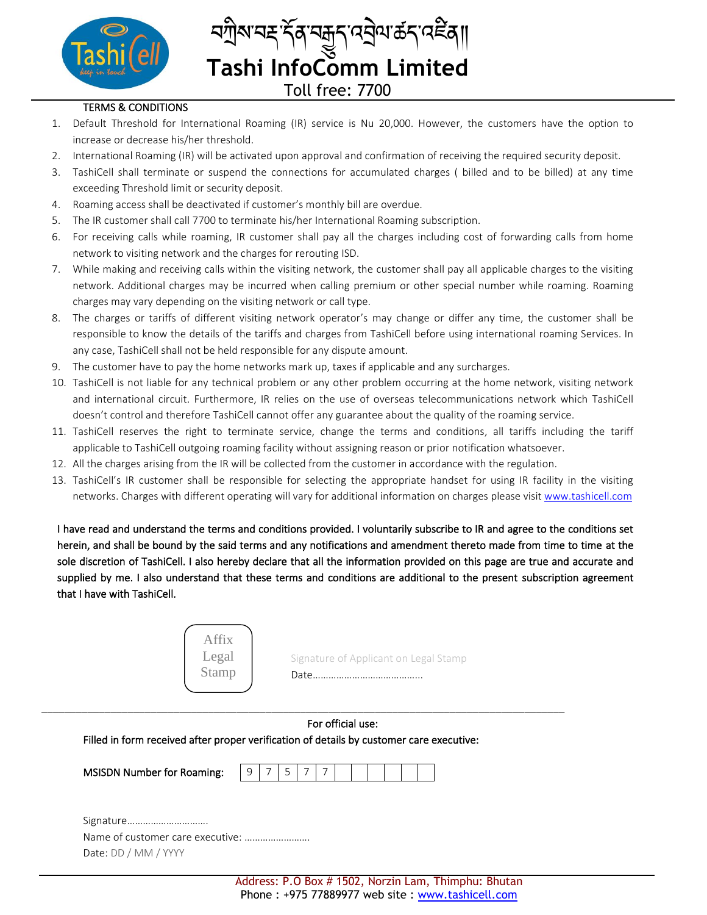བཀྲིས་བརྡ་དོན་བརྒྱུད་འབྲེལ་ཚད་འཛིན།།

# Tashi InfoComm Limited

Toll free: 7700

TERMS & CONDITIONS

1. Default Threshold for International Roaming (IR) service is Nu 20,000. However, the customers have the option to increase or decrease his/her threshold.
2. International Roaming (IR) will be activated upon approval and confirmation of receiving the required security deposit.
3. TashiCell shall terminate or suspend the connections for accumulated charges ( billed and to be billed) at any time exceeding Threshold limit or security deposit.
4. Roaming access shall be deactivated if customer's monthly bill are overdue.
5. The IR customer shall call 7700 to terminate his/her International Roaming subscription.
6. For receiving calls while roaming, IR customer shall pay all the charges including cost of forwarding calls from home network to visiting network and the charges for rerouting ISD.
7. While making and receiving calls within the visiting network, the customer shall pay all applicable charges to the visiting network. Additional charges may be incurred when calling premium or other special number while roaming. Roaming charges may vary depending on the visiting network or call type.
8. The charges or tariffs of different visiting network operator's may change or differ any time, the customer shall be responsible to know the details of the tariffs and charges from TashiCell before using international roaming Services. In any case, TashiCell shall not be held responsible for any dispute amount.
9. The customer have to pay the home networks mark up, taxes if applicable and any surcharges.
10. TashiCell is not liable for any technical problem or any other problem occurring at the home network, visiting network and international circuit. Furthermore, IR relies on the use of overseas telecommunications network which TashiCell doesn't control and therefore TashiCell cannot offer any guarantee about the quality of the roaming service.
11. TashiCell reserves the right to terminate service, change the terms and conditions, all tariffs including the tariff applicable to TashiCell outgoing roaming facility without assigning reason or prior notification whatsoever.
12. All the charges arising from the IR will be collected from the customer in accordance with the regulation.
13. TashiCell's IR customer shall be responsible for selecting the appropriate handset for using IR facility in the visiting networks. Charges with different operating will vary for additional information on charges please visit www.tashicell.com

I have read and understand the terms and conditions provided. I voluntarily subscribe to IR and agree to the conditions set herein, and shall be bound by the said terms and any notifications and amendment thereto made from time to time at the sole discretion of TashiCell. I also hereby declare that all the information provided on this page are true and accurate and supplied by me. I also understand that these terms and conditions are additional to the present subscription agreement that I have with TashiCell.

Affix Legal Stamp

Signature of Applicant on Legal Stamp

Date……………………………………

---

For official use:

Filled in form received after proper verification of details by customer care executive:

MSISDN Number for Roaming:

| | | | | | | | | | | | |
|---|---|---|---|---|---|---|---|---|---|---|---|
| 9 | 7 | 5 | 7 | 7 | | | | | | | |

Signature…………………………

Name of customer care executive: ……………………

Date: DD / MM / YYYY

Address: P.O Box # 1502, Norzin Lam, Thimphu: Bhutan
Phone : +975 77889977 web site : www.tashicell.com